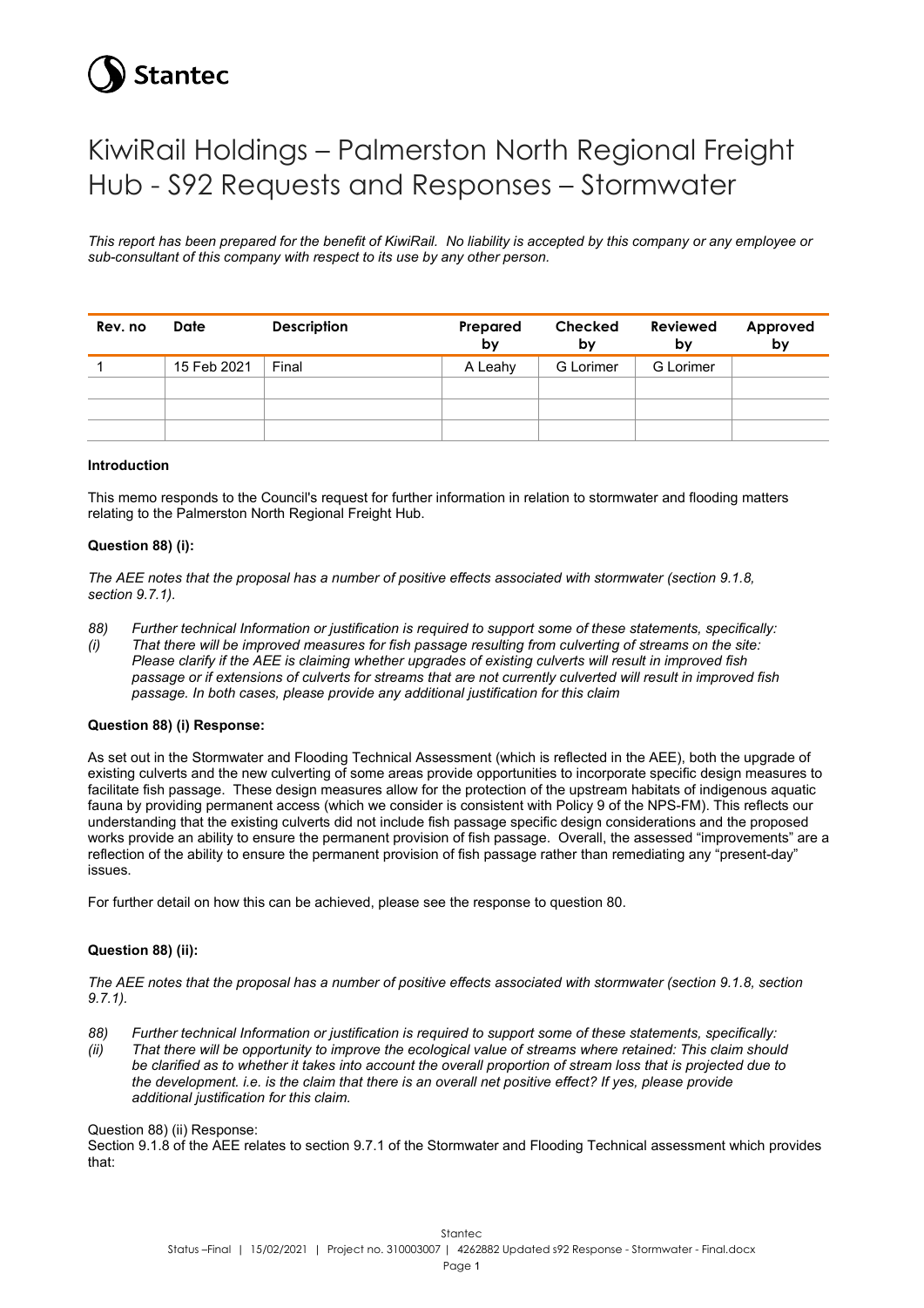Stantec

# KiwiRail Holdings – Palmerston North Regional Freight Hub - S92 Requests and Responses – Stormwater

*This report has been prepared for the benefit of KiwiRail. No liability is accepted by this company or any employee or sub-consultant of this company with respect to its use by any other person.*

| Rev. no | Date | Description | Prepared by | Checked by | Reviewed by | Approved by |
|---|---|---|---|---|---|---|
| 1 | 15 Feb 2021 | Final | A Leahy | G Lorimer | G Lorimer | |
| | | | | | | |
| | | | | | | |
| | | | | | | |

**Introduction**

This memo responds to the Council's request for further information in relation to stormwater and flooding matters relating to the Palmerston North Regional Freight Hub.

**Question 88) (i):**

*The AEE notes that the proposal has a number of positive effects associated with stormwater (section 9.1.8, section 9.7.1).*

*88) Further technical Information or justification is required to support some of these statements, specifically:*
*(i) That there will be improved measures for fish passage resulting from culverting of streams on the site: Please clarify if the AEE is claiming whether upgrades of existing culverts will result in improved fish passage or if extensions of culverts for streams that are not currently culverted will result in improved fish passage. In both cases, please provide any additional justification for this claim*

**Question 88) (i) Response:**

As set out in the Stormwater and Flooding Technical Assessment (which is reflected in the AEE), both the upgrade of existing culverts and the new culverting of some areas provide opportunities to incorporate specific design measures to facilitate fish passage. These design measures allow for the protection of the upstream habitats of indigenous aquatic fauna by providing permanent access (which we consider is consistent with Policy 9 of the NPS-FM). This reflects our understanding that the existing culverts did not include fish passage specific design considerations and the proposed works provide an ability to ensure the permanent provision of fish passage. Overall, the assessed "improvements" are a reflection of the ability to ensure the permanent provision of fish passage rather than remediating any "present-day" issues.

For further detail on how this can be achieved, please see the response to question 80.

**Question 88) (ii):**

*The AEE notes that the proposal has a number of positive effects associated with stormwater (section 9.1.8, section 9.7.1).*

*88) Further technical Information or justification is required to support some of these statements, specifically:*
*(ii) That there will be opportunity to improve the ecological value of streams where retained: This claim should be clarified as to whether it takes into account the overall proportion of stream loss that is projected due to the development. i.e. is the claim that there is an overall net positive effect? If yes, please provide additional justification for this claim.*

Question 88) (ii) Response:
Section 9.1.8 of the AEE relates to section 9.7.1 of the Stormwater and Flooding Technical assessment which provides that: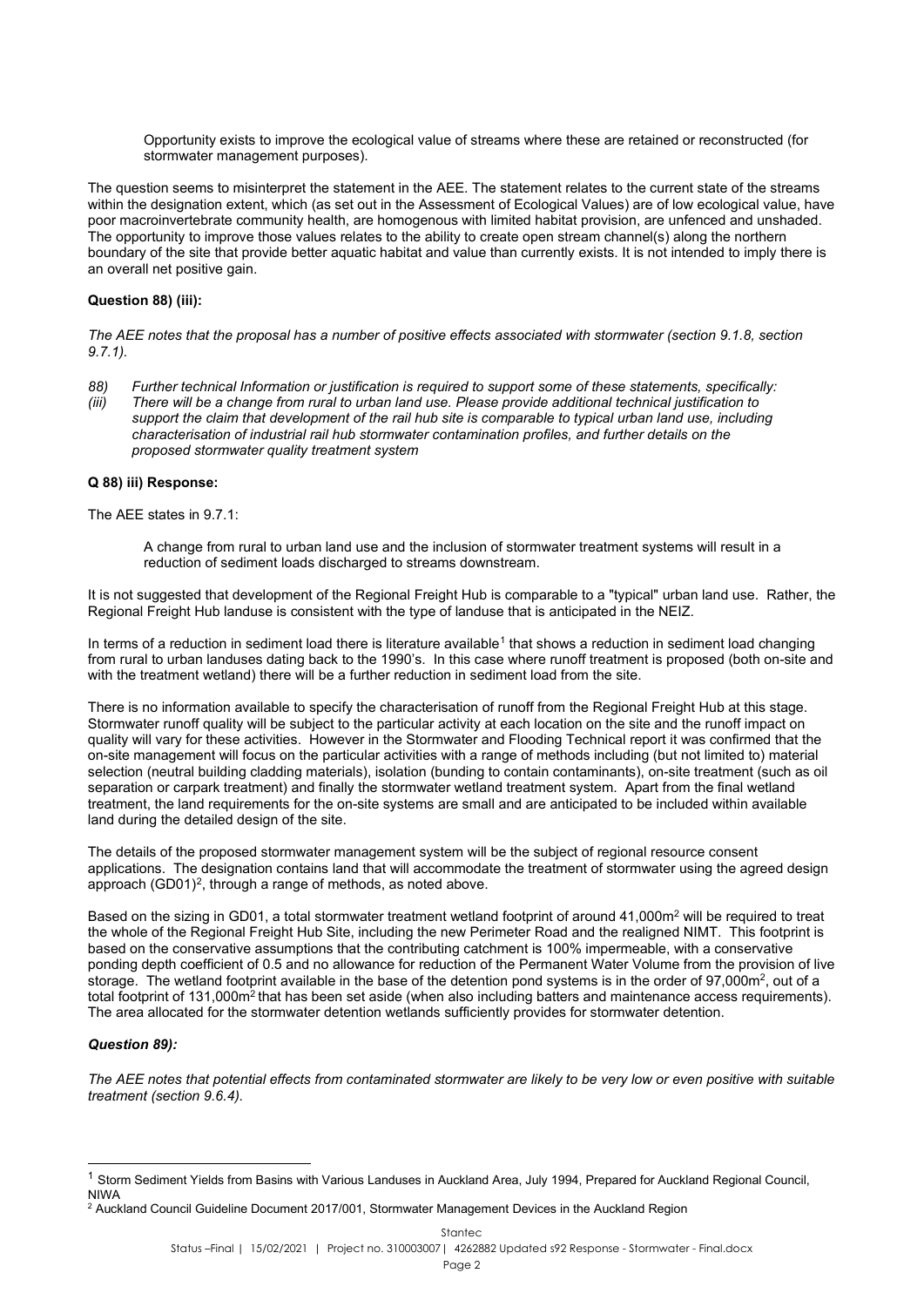> Opportunity exists to improve the ecological value of streams where these are retained or reconstructed (for stormwater management purposes).

The question seems to misinterpret the statement in the AEE. The statement relates to the current state of the streams within the designation extent, which (as set out in the Assessment of Ecological Values) are of low ecological value, have poor macroinvertebrate community health, are homogenous with limited habitat provision, are unfenced and unshaded. The opportunity to improve those values relates to the ability to create open stream channel(s) along the northern boundary of the site that provide better aquatic habitat and value than currently exists. It is not intended to imply there is an overall net positive gain.

**Question 88) (iii):**

*The AEE notes that the proposal has a number of positive effects associated with stormwater (section 9.1.8, section 9.7.1).*

*88) Further technical Information or justification is required to support some of these statements, specifically:*
*(iii) There will be a change from rural to urban land use. Please provide additional technical justification to support the claim that development of the rail hub site is comparable to typical urban land use, including characterisation of industrial rail hub stormwater contamination profiles, and further details on the proposed stormwater quality treatment system*

**Q 88) iii) Response:**

The AEE states in 9.7.1:

> A change from rural to urban land use and the inclusion of stormwater treatment systems will result in a reduction of sediment loads discharged to streams downstream.

It is not suggested that development of the Regional Freight Hub is comparable to a "typical" urban land use. Rather, the Regional Freight Hub landuse is consistent with the type of landuse that is anticipated in the NEIZ.

In terms of a reduction in sediment load there is literature available[1] that shows a reduction in sediment load changing from rural to urban landuses dating back to the 1990's. In this case where runoff treatment is proposed (both on-site and with the treatment wetland) there will be a further reduction in sediment load from the site.

There is no information available to specify the characterisation of runoff from the Regional Freight Hub at this stage. Stormwater runoff quality will be subject to the particular activity at each location on the site and the runoff impact on quality will vary for these activities. However in the Stormwater and Flooding Technical report it was confirmed that the on-site management will focus on the particular activities with a range of methods including (but not limited to) material selection (neutral building cladding materials), isolation (bunding to contain contaminants), on-site treatment (such as oil separation or carpark treatment) and finally the stormwater wetland treatment system. Apart from the final wetland treatment, the land requirements for the on-site systems are small and are anticipated to be included within available land during the detailed design of the site.

The details of the proposed stormwater management system will be the subject of regional resource consent applications. The designation contains land that will accommodate the treatment of stormwater using the agreed design approach (GD01)[2], through a range of methods, as noted above.

Based on the sizing in GD01, a total stormwater treatment wetland footprint of around 41,000m$^2$ will be required to treat the whole of the Regional Freight Hub Site, including the new Perimeter Road and the realigned NIMT. This footprint is based on the conservative assumptions that the contributing catchment is 100% impermeable, with a conservative ponding depth coefficient of 0.5 and no allowance for reduction of the Permanent Water Volume from the provision of live storage. The wetland footprint available in the base of the detention pond systems is in the order of 97,000m$^2$, out of a total footprint of 131,000m$^2$ that has been set aside (when also including batters and maintenance access requirements). The area allocated for the stormwater detention wetlands sufficiently provides for stormwater detention.

***Question 89):***

*The AEE notes that potential effects from contaminated stormwater are likely to be very low or even positive with suitable treatment (section 9.6.4).*

---

[1] Storm Sediment Yields from Basins with Various Landuses in Auckland Area, July 1994, Prepared for Auckland Regional Council, NIWA

[2] Auckland Council Guideline Document 2017/001, Stormwater Management Devices in the Auckland Region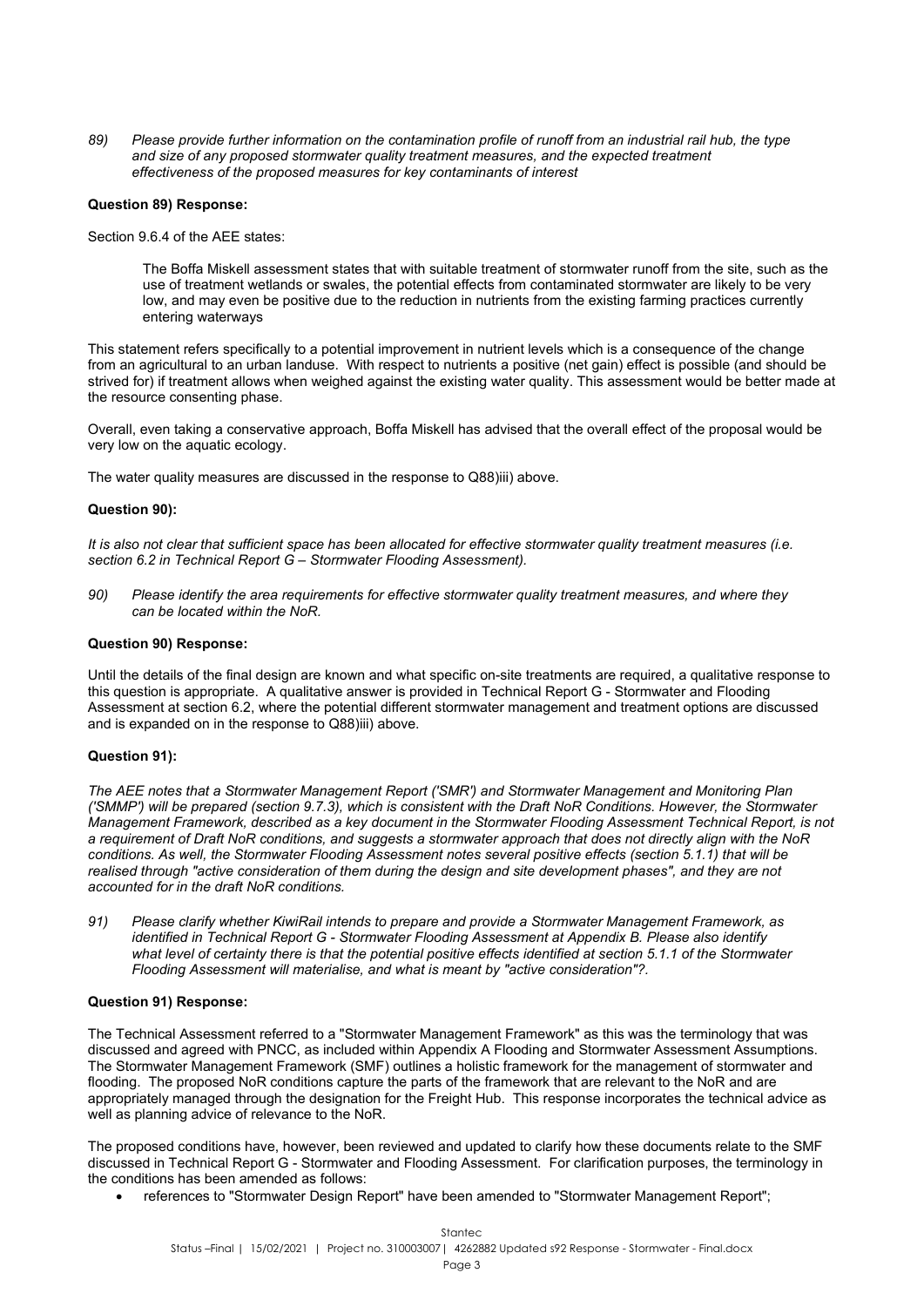*89) Please provide further information on the contamination profile of runoff from an industrial rail hub, the type and size of any proposed stormwater quality treatment measures, and the expected treatment effectiveness of the proposed measures for key contaminants of interest*

**Question 89) Response:**

Section 9.6.4 of the AEE states:

> The Boffa Miskell assessment states that with suitable treatment of stormwater runoff from the site, such as the use of treatment wetlands or swales, the potential effects from contaminated stormwater are likely to be very low, and may even be positive due to the reduction in nutrients from the existing farming practices currently entering waterways

This statement refers specifically to a potential improvement in nutrient levels which is a consequence of the change from an agricultural to an urban landuse. With respect to nutrients a positive (net gain) effect is possible (and should be strived for) if treatment allows when weighed against the existing water quality. This assessment would be better made at the resource consenting phase.

Overall, even taking a conservative approach, Boffa Miskell has advised that the overall effect of the proposal would be very low on the aquatic ecology.

The water quality measures are discussed in the response to Q88)iii) above.

**Question 90):**

*It is also not clear that sufficient space has been allocated for effective stormwater quality treatment measures (i.e. section 6.2 in Technical Report G – Stormwater Flooding Assessment).*

*90) Please identify the area requirements for effective stormwater quality treatment measures, and where they can be located within the NoR.*

**Question 90) Response:**

Until the details of the final design are known and what specific on-site treatments are required, a qualitative response to this question is appropriate. A qualitative answer is provided in Technical Report G - Stormwater and Flooding Assessment at section 6.2, where the potential different stormwater management and treatment options are discussed and is expanded on in the response to Q88)iii) above.

**Question 91):**

*The AEE notes that a Stormwater Management Report ('SMR') and Stormwater Management and Monitoring Plan ('SMMP') will be prepared (section 9.7.3), which is consistent with the Draft NoR Conditions. However, the Stormwater Management Framework, described as a key document in the Stormwater Flooding Assessment Technical Report, is not a requirement of Draft NoR conditions, and suggests a stormwater approach that does not directly align with the NoR conditions. As well, the Stormwater Flooding Assessment notes several positive effects (section 5.1.1) that will be realised through "active consideration of them during the design and site development phases", and they are not accounted for in the draft NoR conditions.*

*91) Please clarify whether KiwiRail intends to prepare and provide a Stormwater Management Framework, as identified in Technical Report G - Stormwater Flooding Assessment at Appendix B. Please also identify what level of certainty there is that the potential positive effects identified at section 5.1.1 of the Stormwater Flooding Assessment will materialise, and what is meant by "active consideration"?.*

**Question 91) Response:**

The Technical Assessment referred to a "Stormwater Management Framework" as this was the terminology that was discussed and agreed with PNCC, as included within Appendix A Flooding and Stormwater Assessment Assumptions. The Stormwater Management Framework (SMF) outlines a holistic framework for the management of stormwater and flooding. The proposed NoR conditions capture the parts of the framework that are relevant to the NoR and are appropriately managed through the designation for the Freight Hub. This response incorporates the technical advice as well as planning advice of relevance to the NoR.

The proposed conditions have, however, been reviewed and updated to clarify how these documents relate to the SMF discussed in Technical Report G - Stormwater and Flooding Assessment. For clarification purposes, the terminology in the conditions has been amended as follows:

- references to "Stormwater Design Report" have been amended to "Stormwater Management Report";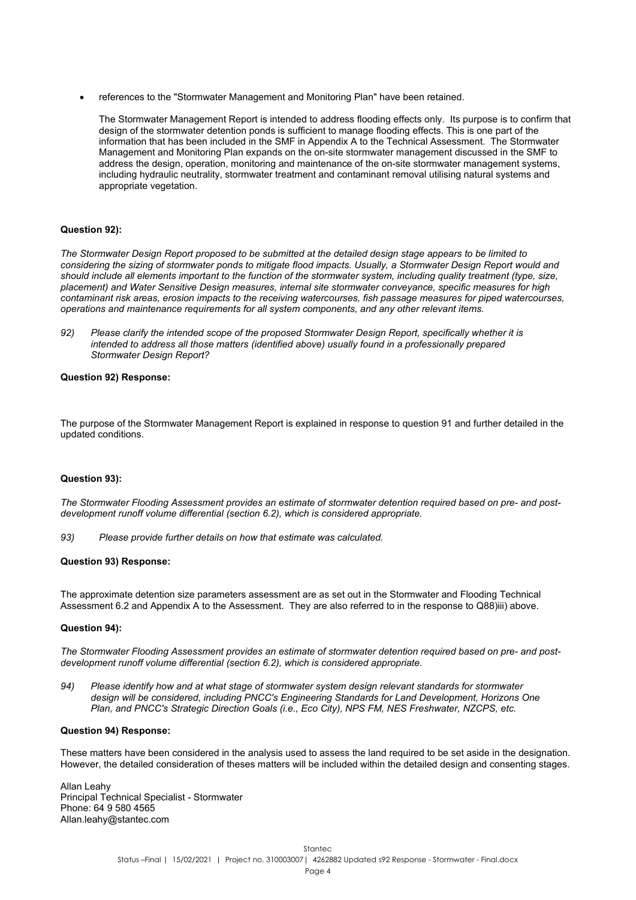- references to the "Stormwater Management and Monitoring Plan" have been retained.

  The Stormwater Management Report is intended to address flooding effects only. Its purpose is to confirm that design of the stormwater detention ponds is sufficient to manage flooding effects. This is one part of the information that has been included in the SMF in Appendix A to the Technical Assessment. The Stormwater Management and Monitoring Plan expands on the on-site stormwater management discussed in the SMF to address the design, operation, monitoring and maintenance of the on-site stormwater management systems, including hydraulic neutrality, stormwater treatment and contaminant removal utilising natural systems and appropriate vegetation.

**Question 92):**

*The Stormwater Design Report proposed to be submitted at the detailed design stage appears to be limited to considering the sizing of stormwater ponds to mitigate flood impacts. Usually, a Stormwater Design Report would and should include all elements important to the function of the stormwater system, including quality treatment (type, size, placement) and Water Sensitive Design measures, internal site stormwater conveyance, specific measures for high contaminant risk areas, erosion impacts to the receiving watercourses, fish passage measures for piped watercourses, operations and maintenance requirements for all system components, and any other relevant items.*

*92) Please clarify the intended scope of the proposed Stormwater Design Report, specifically whether it is intended to address all those matters (identified above) usually found in a professionally prepared Stormwater Design Report?*

**Question 92) Response:**

The purpose of the Stormwater Management Report is explained in response to question 91 and further detailed in the updated conditions.

**Question 93):**

*The Stormwater Flooding Assessment provides an estimate of stormwater detention required based on pre- and post-development runoff volume differential (section 6.2), which is considered appropriate.*

*93) Please provide further details on how that estimate was calculated.*

**Question 93) Response:**

The approximate detention size parameters assessment are as set out in the Stormwater and Flooding Technical Assessment 6.2 and Appendix A to the Assessment. They are also referred to in the response to Q88)iii) above.

**Question 94):**

*The Stormwater Flooding Assessment provides an estimate of stormwater detention required based on pre- and post-development runoff volume differential (section 6.2), which is considered appropriate.*

*94) Please identify how and at what stage of stormwater system design relevant standards for stormwater design will be considered, including PNCC's Engineering Standards for Land Development, Horizons One Plan, and PNCC's Strategic Direction Goals (i.e., Eco City), NPS FM, NES Freshwater, NZCPS, etc.*

**Question 94) Response:**

These matters have been considered in the analysis used to assess the land required to be set aside in the designation. However, the detailed consideration of theses matters will be included within the detailed design and consenting stages.

Allan Leahy
Principal Technical Specialist - Stormwater
Phone: 64 9 580 4565
Allan.leahy@stantec.com